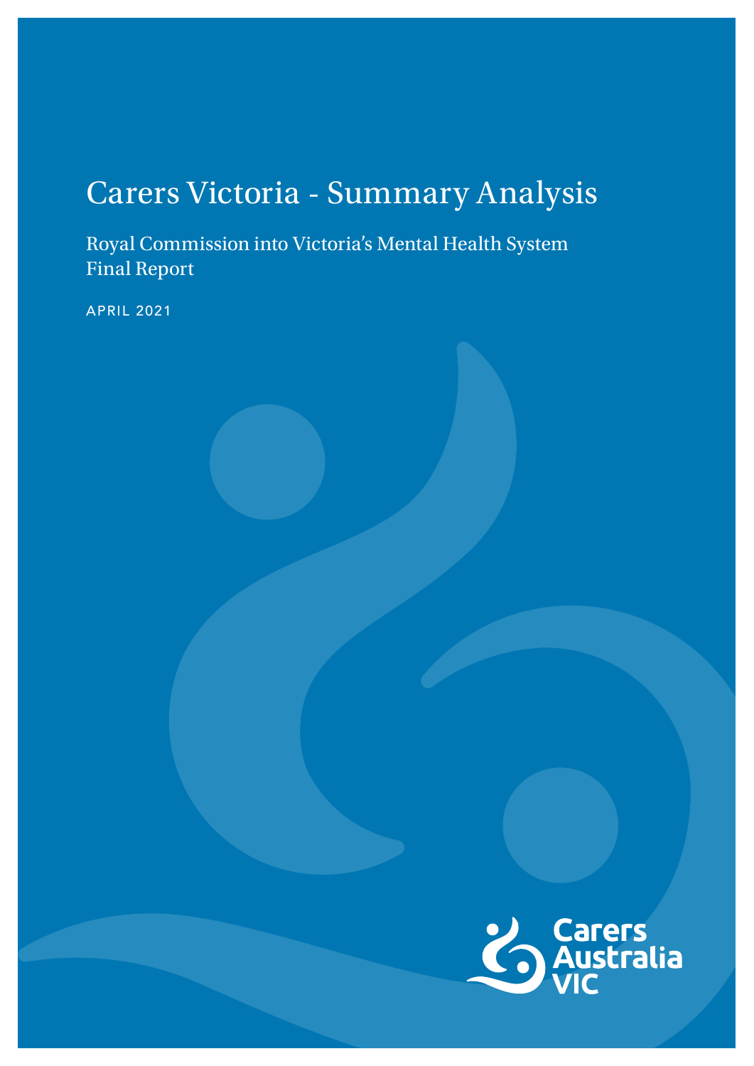# Carers Victoria - Summary Analysis

## Royal Commission into Victoria's Mental Health System Final Report

APRIL 2021

Carers Australia VIC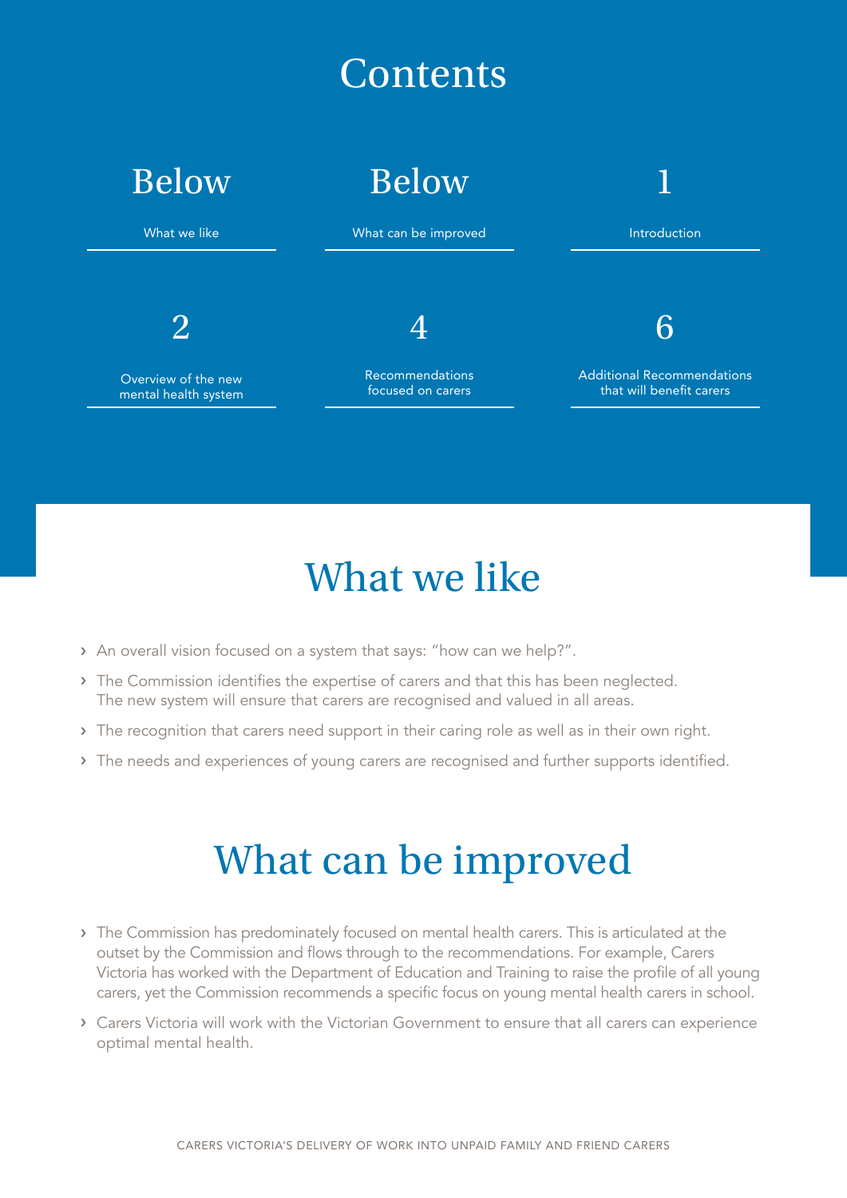# Contents

| | | |
|---|---|---|
| Below | Below | 1 |
| What we like | What can be improved | Introduction |
| 2 | 4 | 6 |
| Overview of the new mental health system | Recommendations focused on carers | Additional Recommendations that will benefit carers |

## What we like

- An overall vision focused on a system that says: "how can we help?".
- The Commission identifies the expertise of carers and that this has been neglected. The new system will ensure that carers are recognised and valued in all areas.
- The recognition that carers need support in their caring role as well as in their own right.
- The needs and experiences of young carers are recognised and further supports identified.

## What can be improved

- The Commission has predominately focused on mental health carers. This is articulated at the outset by the Commission and flows through to the recommendations. For example, Carers Victoria has worked with the Department of Education and Training to raise the profile of all young carers, yet the Commission recommends a specific focus on young mental health carers in school.
- Carers Victoria will work with the Victorian Government to ensure that all carers can experience optimal mental health.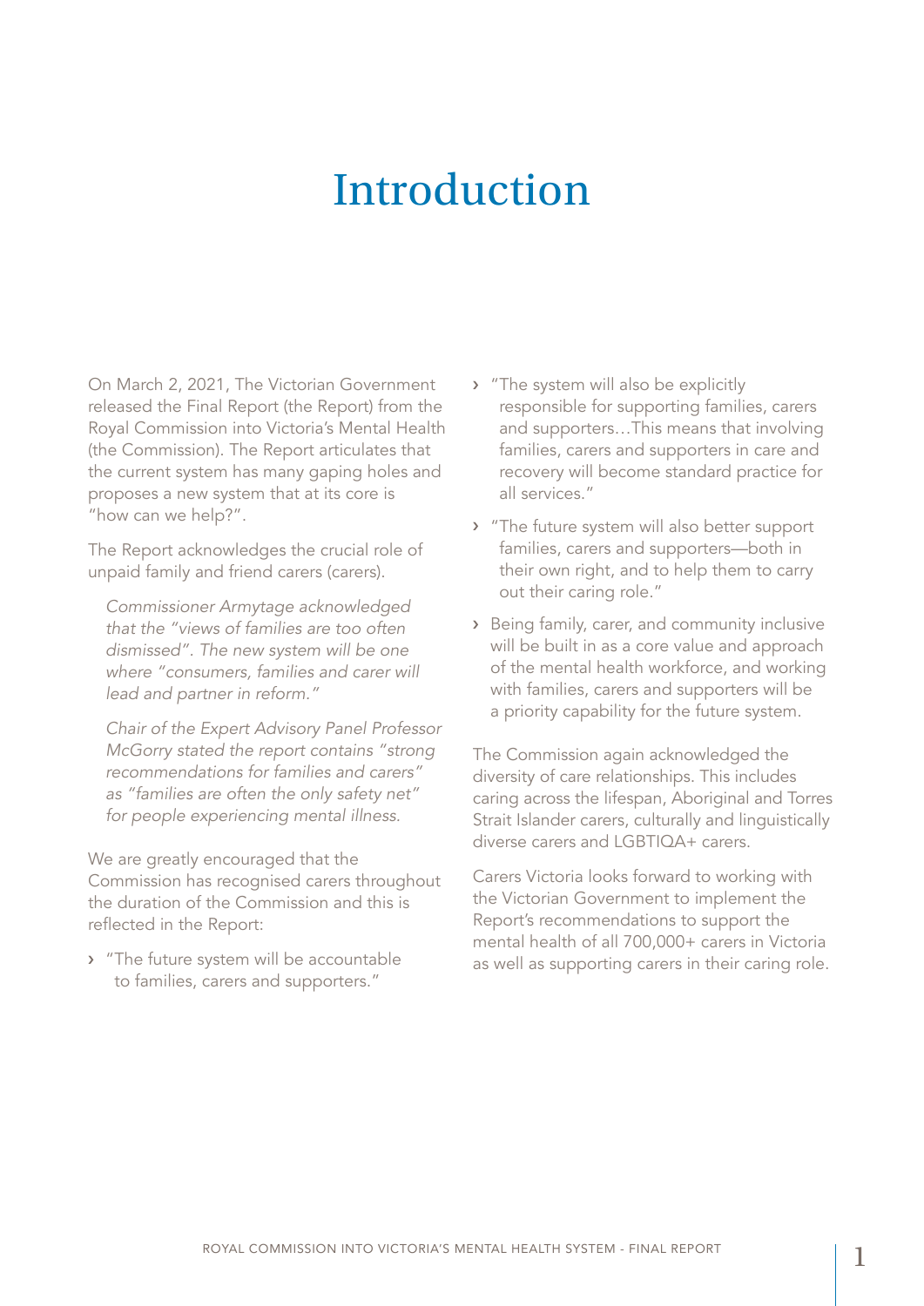# Introduction

On March 2, 2021, The Victorian Government released the Final Report (the Report) from the Royal Commission into Victoria's Mental Health (the Commission). The Report articulates that the current system has many gaping holes and proposes a new system that at its core is "how can we help?".

The Report acknowledges the crucial role of unpaid family and friend carers (carers).

> *Commissioner Armytage acknowledged that the "views of families are too often dismissed". The new system will be one where "consumers, families and carer will lead and partner in reform."*

> *Chair of the Expert Advisory Panel Professor McGorry stated the report contains "strong recommendations for families and carers" as "families are often the only safety net" for people experiencing mental illness.*

We are greatly encouraged that the Commission has recognised carers throughout the duration of the Commission and this is reflected in the Report:

- "The future system will be accountable to families, carers and supporters."
- "The system will also be explicitly responsible for supporting families, carers and supporters…This means that involving families, carers and supporters in care and recovery will become standard practice for all services."
- "The future system will also better support families, carers and supporters—both in their own right, and to help them to carry out their caring role."
- Being family, carer, and community inclusive will be built in as a core value and approach of the mental health workforce, and working with families, carers and supporters will be a priority capability for the future system.

The Commission again acknowledged the diversity of care relationships. This includes caring across the lifespan, Aboriginal and Torres Strait Islander carers, culturally and linguistically diverse carers and LGBTIQA+ carers.

Carers Victoria looks forward to working with the Victorian Government to implement the Report's recommendations to support the mental health of all 700,000+ carers in Victoria as well as supporting carers in their caring role.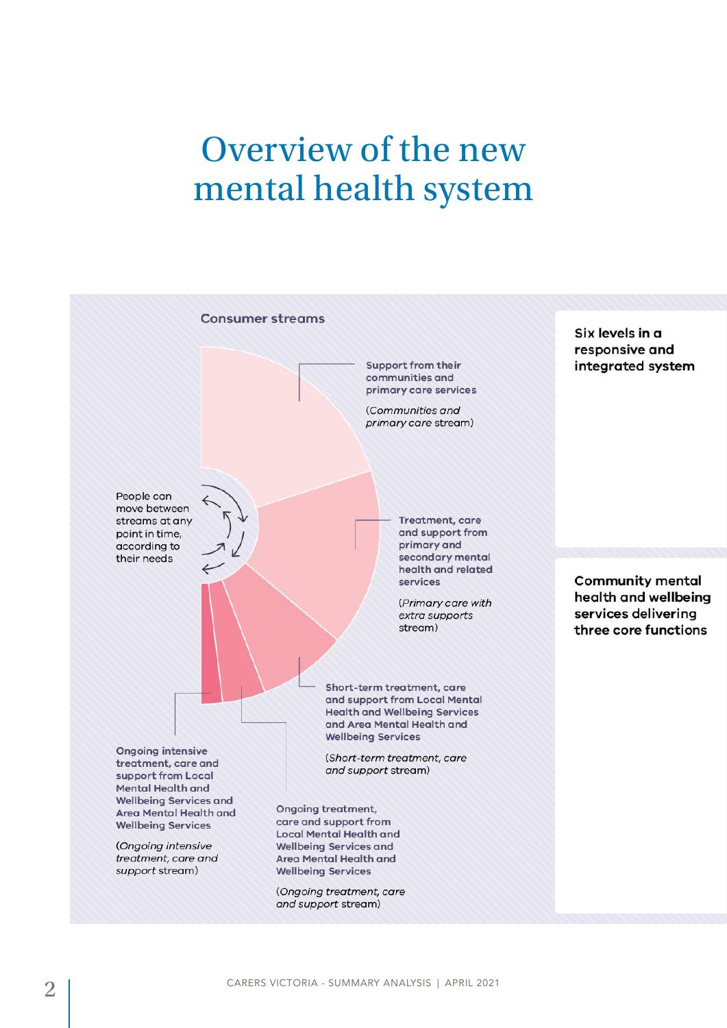# Overview of the new mental health system

Consumer streams

Support from their communities and primary care services

(*Communities and primary care* stream)

People can move between streams at any point in time, according to their needs

Treatment, care and support from primary and secondary mental health and related services

(*Primary care with extra supports* stream)

Short-term treatment, care and support from Local Mental Health and Wellbeing Services and Area Mental Health and Wellbeing Services

(*Short-term treatment, care and support* stream)

Ongoing intensive treatment, care and support from Local Mental Health and Wellbeing Services and Area Mental Health and Wellbeing Services

(*Ongoing intensive treatment, care and support* stream)

Ongoing treatment, care and support from Local Mental Health and Wellbeing Services and Area Mental Health and Wellbeing Services

(*Ongoing treatment, care and support* stream)

**Six levels in a responsive and integrated system**

**Community mental health and wellbeing services delivering three core functions**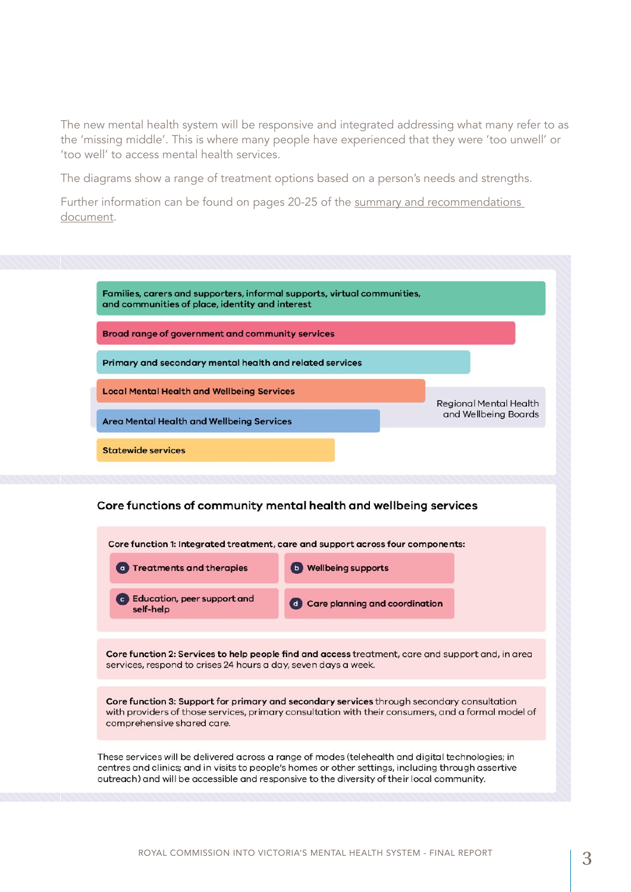The new mental health system will be responsive and integrated addressing what many refer to as the 'missing middle'. This is where many people have experienced that they were 'too unwell' or 'too well' to access mental health services.

The diagrams show a range of treatment options based on a person's needs and strengths.

Further information can be found on pages 20-25 of the summary and recommendations document.

**Families, carers and supporters, informal supports, virtual communities, and communities of place, identity and interest**

**Broad range of government and community services**

**Primary and secondary mental health and related services**

**Local Mental Health and Wellbeing Services**

**Area Mental Health and Wellbeing Services**

Regional Mental Health and Wellbeing Boards

**Statewide services**

## Core functions of community mental health and wellbeing services

Core function 1: **Integrated treatment, care and support across four components:**

- **a** **Treatments and therapies**
- **b** **Wellbeing supports**
- **c** **Education, peer support and self-help**
- **d** **Care planning and coordination**

**Core function 2: Services to help people find and access** treatment, care and support and, in area services, respond to crises 24 hours a day, seven days a week.

**Core function 3: Support for primary and secondary services** through secondary consultation with providers of those services, primary consultation with their consumers, and a formal model of comprehensive shared care.

These services will be delivered across a range of modes (telehealth and digital technologies; in centres and clinics; and in visits to people's homes or other settings, including through assertive outreach) and will be accessible and responsive to the diversity of their local community.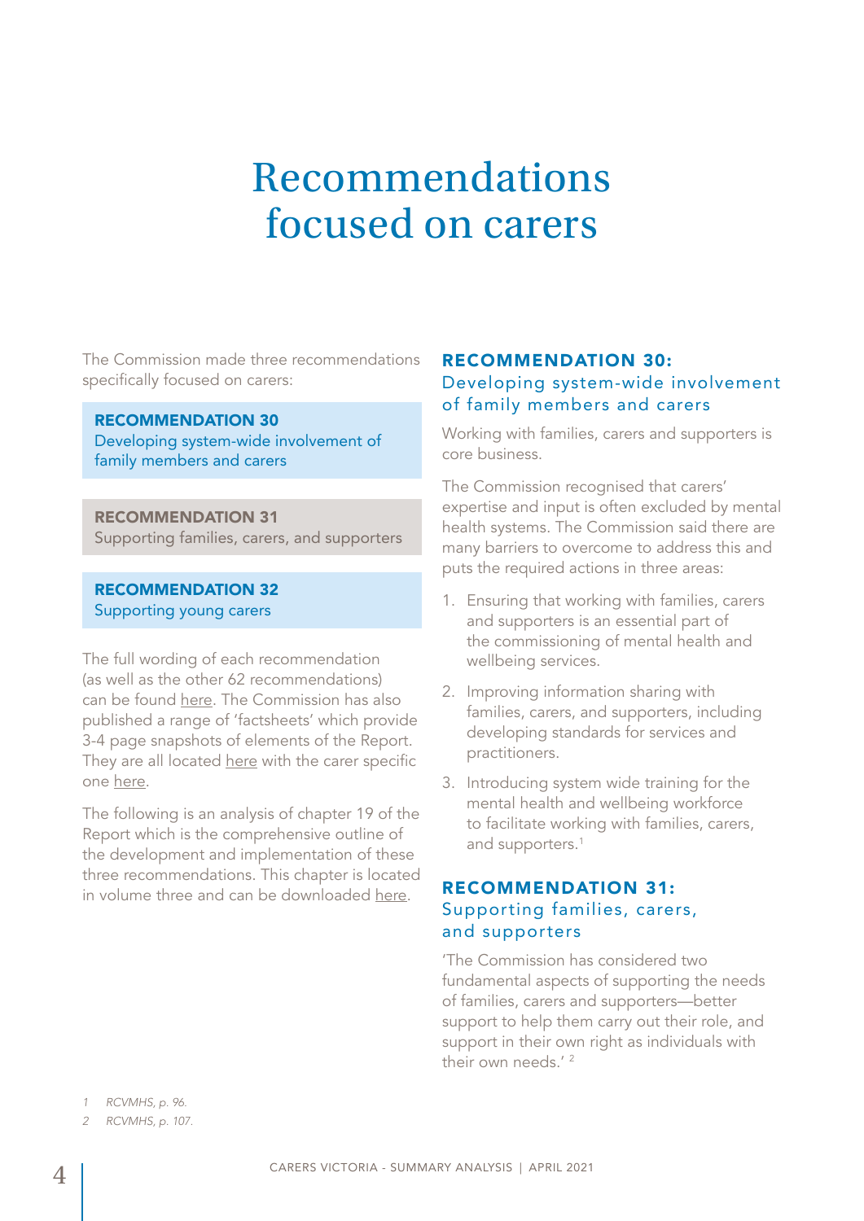# Recommendations focused on carers

The Commission made three recommendations specifically focused on carers:

**RECOMMENDATION 30**
Developing system-wide involvement of family members and carers

**RECOMMENDATION 31**
Supporting families, carers, and supporters

**RECOMMENDATION 32**
Supporting young carers

The full wording of each recommendation (as well as the other 62 recommendations) can be found here. The Commission has also published a range of 'factsheets' which provide 3-4 page snapshots of elements of the Report. They are all located here with the carer specific one here.

The following is an analysis of chapter 19 of the Report which is the comprehensive outline of the development and implementation of these three recommendations. This chapter is located in volume three and can be downloaded here.

## RECOMMENDATION 30: Developing system-wide involvement of family members and carers

Working with families, carers and supporters is core business.

The Commission recognised that carers' expertise and input is often excluded by mental health systems. The Commission said there are many barriers to overcome to address this and puts the required actions in three areas:

1. Ensuring that working with families, carers and supporters is an essential part of the commissioning of mental health and wellbeing services.
2. Improving information sharing with families, carers, and supporters, including developing standards for services and practitioners.
3. Introducing system wide training for the mental health and wellbeing workforce to facilitate working with families, carers, and supporters.[1]

## RECOMMENDATION 31: Supporting families, carers, and supporters

'The Commission has considered two fundamental aspects of supporting the needs of families, carers and supporters—better support to help them carry out their role, and support in their own right as individuals with their own needs.' [2]

*1 RCVMHS, p. 96.*

*2 RCVMHS, p. 107.*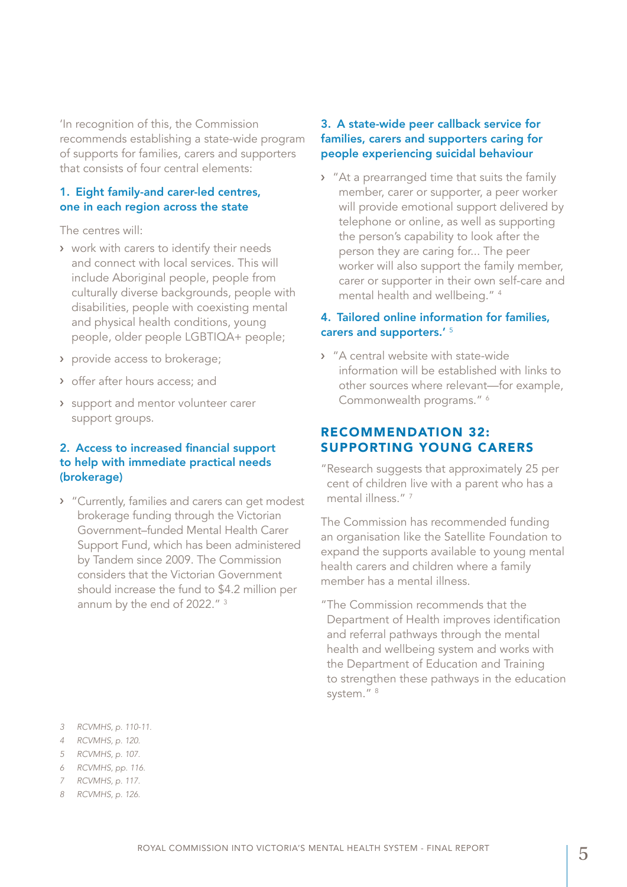'In recognition of this, the Commission recommends establishing a state-wide program of supports for families, carers and supporters that consists of four central elements:

### 1. Eight family-and carer-led centres, one in each region across the state

The centres will:

- work with carers to identify their needs and connect with local services. This will include Aboriginal people, people from culturally diverse backgrounds, people with disabilities, people with coexisting mental and physical health conditions, young people, older people LGBTIQA+ people;
- provide access to brokerage;
- offer after hours access; and
- support and mentor volunteer carer support groups.

### 2. Access to increased financial support to help with immediate practical needs (brokerage)

- "Currently, families and carers can get modest brokerage funding through the Victorian Government–funded Mental Health Carer Support Fund, which has been administered by Tandem since 2009. The Commission considers that the Victorian Government should increase the fund to $4.2 million per annum by the end of 2022." [3]

### 3. A state-wide peer callback service for families, carers and supporters caring for people experiencing suicidal behaviour

- "At a prearranged time that suits the family member, carer or supporter, a peer worker will provide emotional support delivered by telephone or online, as well as supporting the person's capability to look after the person they are caring for... The peer worker will also support the family member, carer or supporter in their own self-care and mental health and wellbeing." [4]

### 4. Tailored online information for families, carers and supporters.' [5]

- "A central website with state-wide information will be established with links to other sources where relevant—for example, Commonwealth programs." [6]

## RECOMMENDATION 32: SUPPORTING YOUNG CARERS

"Research suggests that approximately 25 per cent of children live with a parent who has a mental illness." [7]

The Commission has recommended funding an organisation like the Satellite Foundation to expand the supports available to young mental health carers and children where a family member has a mental illness.

"The Commission recommends that the Department of Health improves identification and referral pathways through the mental health and wellbeing system and works with the Department of Education and Training to strengthen these pathways in the education system." [8]

---

3 RCVMHS, p. 110-11.
4 RCVMHS, p. 120.
5 RCVMHS, p. 107.
6 RCVMHS, pp. 116.
7 RCVMHS, p. 117.
8 RCVMHS, p. 126.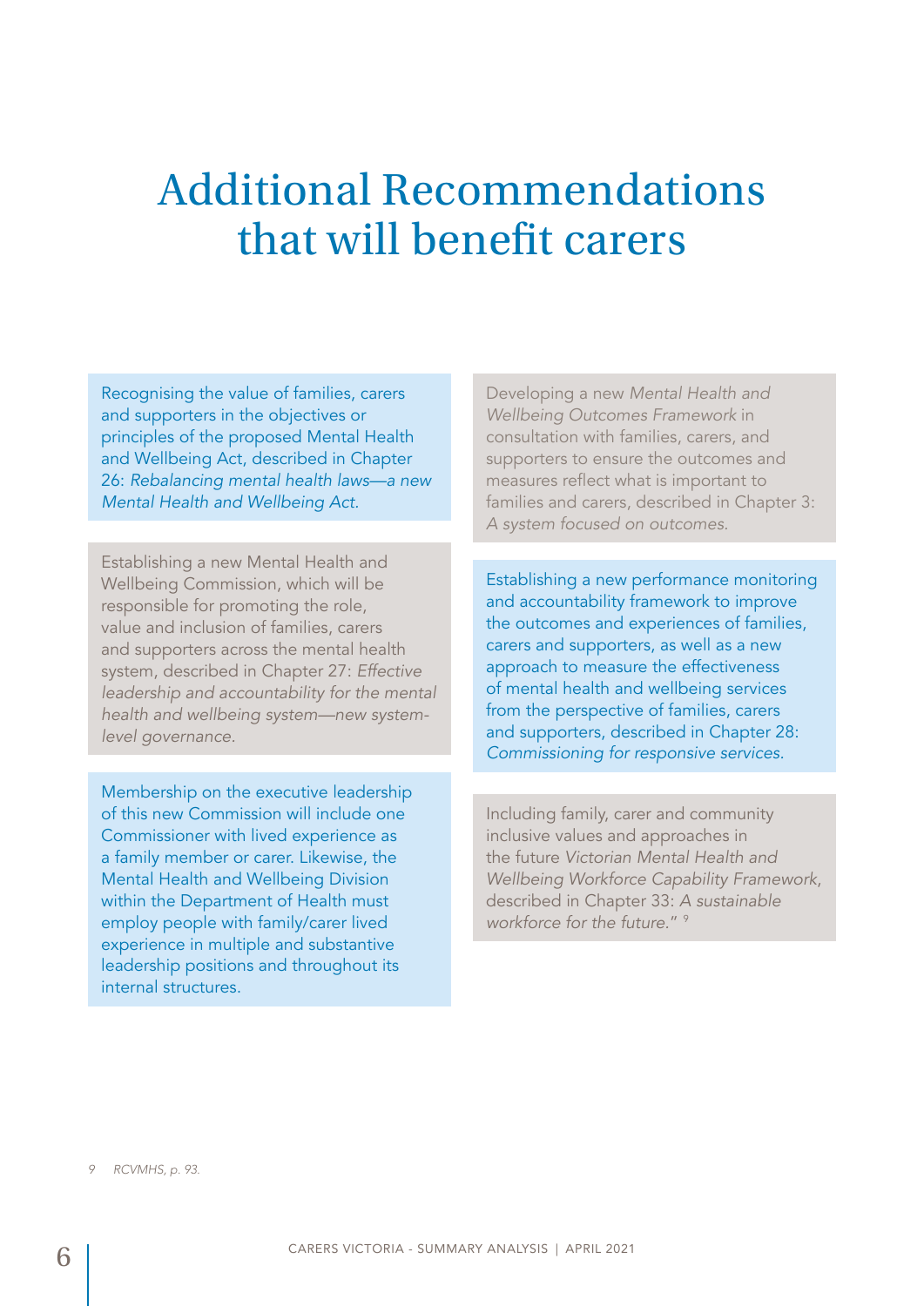# Additional Recommendations that will benefit carers

Recognising the value of families, carers and supporters in the objectives or principles of the proposed Mental Health and Wellbeing Act, described in Chapter 26: *Rebalancing mental health laws—a new Mental Health and Wellbeing Act*.

Establishing a new Mental Health and Wellbeing Commission, which will be responsible for promoting the role, value and inclusion of families, carers and supporters across the mental health system, described in Chapter 27: *Effective leadership and accountability for the mental health and wellbeing system—new system-level governance*.

Membership on the executive leadership of this new Commission will include one Commissioner with lived experience as a family member or carer. Likewise, the Mental Health and Wellbeing Division within the Department of Health must employ people with family/carer lived experience in multiple and substantive leadership positions and throughout its internal structures.

Developing a new *Mental Health and Wellbeing Outcomes Framework* in consultation with families, carers, and supporters to ensure the outcomes and measures reflect what is important to families and carers, described in Chapter 3: *A system focused on outcomes*.

Establishing a new performance monitoring and accountability framework to improve the outcomes and experiences of families, carers and supporters, as well as a new approach to measure the effectiveness of mental health and wellbeing services from the perspective of families, carers and supporters, described in Chapter 28: *Commissioning for responsive services*.

Including family, carer and community inclusive values and approaches in the future *Victorian Mental Health and Wellbeing Workforce Capability Framework*, described in Chapter 33: *A sustainable workforce for the future*." [9]

9 *RCVMHS, p. 93.*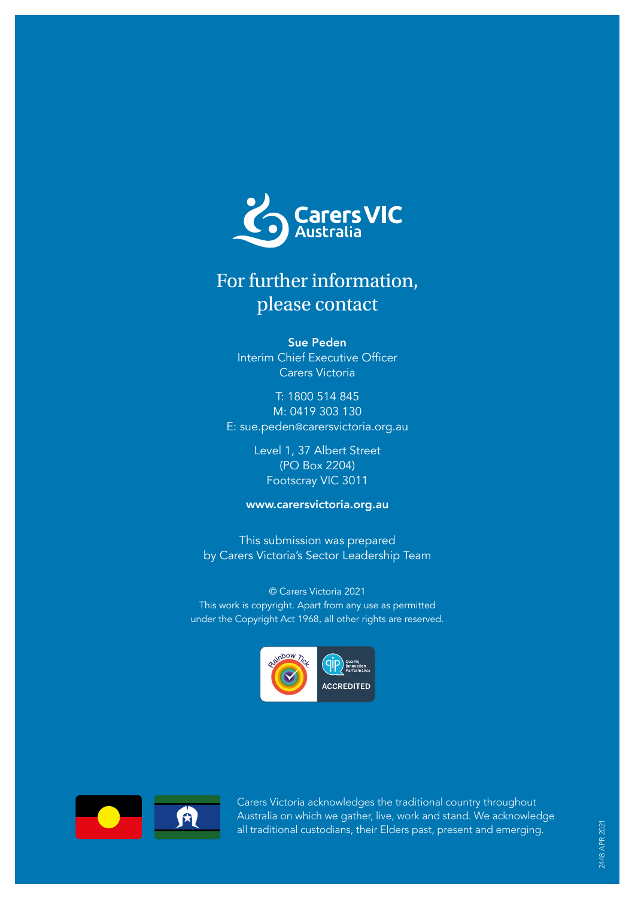# For further information, please contact

**Sue Peden**
Interim Chief Executive Officer
Carers Victoria

T: 1800 514 845
M: 0419 303 130
E: sue.peden@carersvictoria.org.au

Level 1, 37 Albert Street
(PO Box 2204)
Footscray VIC 3011

**www.carersvictoria.org.au**

This submission was prepared by Carers Victoria's Sector Leadership Team

© Carers Victoria 2021
This work is copyright. Apart from any use as permitted under the Copyright Act 1968, all other rights are reserved.

Carers Victoria acknowledges the traditional country throughout Australia on which we gather, live, work and stand. We acknowledge all traditional custodians, their Elders past, present and emerging.

2448 APR 2021